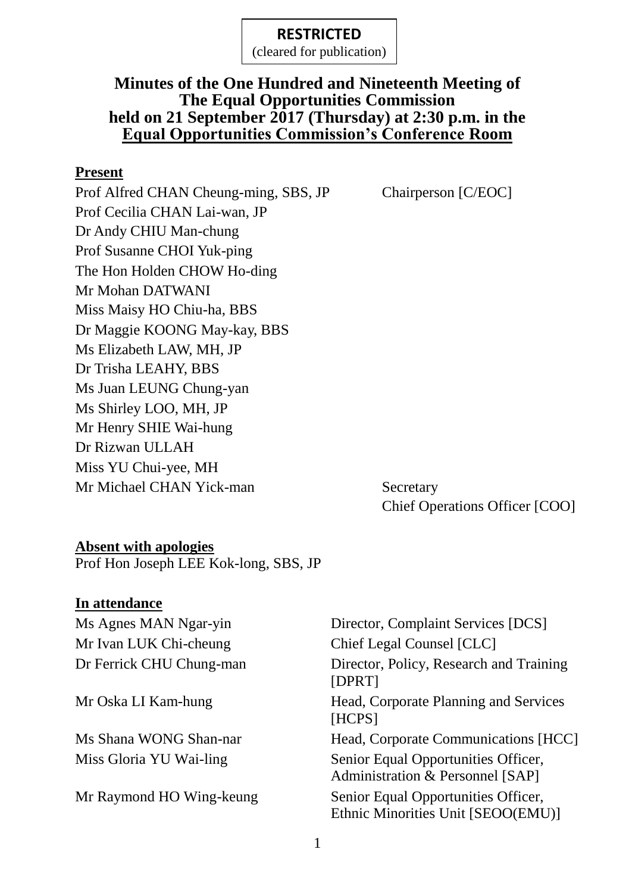**RESTRICTED**
(cleared for publication)

# Minutes of the One Hundred and Nineteenth Meeting of The Equal Opportunities Commission held on 21 September 2017 (Thursday) at 2:30 p.m. in the Equal Opportunities Commission's Conference Room

**Present**

| | |
|---|---|
| Prof Alfred CHAN Cheung-ming, SBS, JP | Chairperson [C/EOC] |
| Prof Cecilia CHAN Lai-wan, JP | |
| Dr Andy CHIU Man-chung | |
| Prof Susanne CHOI Yuk-ping | |
| The Hon Holden CHOW Ho-ding | |
| Mr Mohan DATWANI | |
| Miss Maisy HO Chiu-ha, BBS | |
| Dr Maggie KOONG May-kay, BBS | |
| Ms Elizabeth LAW, MH, JP | |
| Dr Trisha LEAHY, BBS | |
| Ms Juan LEUNG Chung-yan | |
| Ms Shirley LOO, MH, JP | |
| Mr Henry SHIE Wai-hung | |
| Dr Rizwan ULLAH | |
| Miss YU Chui-yee, MH | |
| Mr Michael CHAN Yick-man | Secretary<br>Chief Operations Officer [COO] |

**Absent with apologies**

Prof Hon Joseph LEE Kok-long, SBS, JP

**In attendance**

| | |
|---|---|
| Ms Agnes MAN Ngar-yin | Director, Complaint Services [DCS] |
| Mr Ivan LUK Chi-cheung | Chief Legal Counsel [CLC] |
| Dr Ferrick CHU Chung-man | Director, Policy, Research and Training [DPRT] |
| Mr Oska LI Kam-hung | Head, Corporate Planning and Services [HCPS] |
| Ms Shana WONG Shan-nar | Head, Corporate Communications [HCC] |
| Miss Gloria YU Wai-ling | Senior Equal Opportunities Officer, Administration & Personnel [SAP] |
| Mr Raymond HO Wing-keung | Senior Equal Opportunities Officer, Ethnic Minorities Unit [SEOO(EMU)] |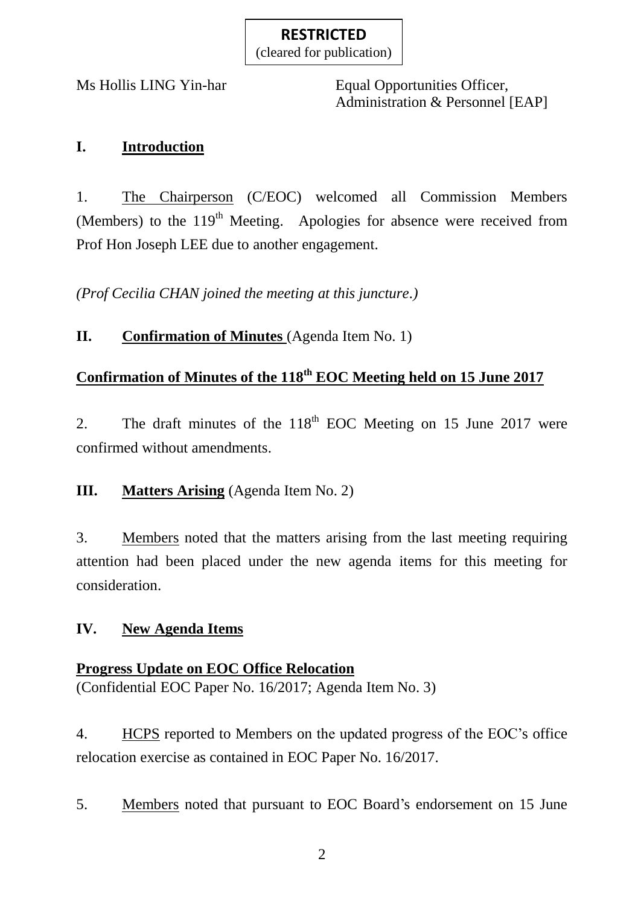**RESTRICTED**
(cleared for publication)

Ms Hollis LING Yin-har — Equal Opportunities Officer, Administration & Personnel [EAP]

## I. Introduction

1. The Chairperson (C/EOC) welcomed all Commission Members (Members) to the 119th Meeting. Apologies for absence were received from Prof Hon Joseph LEE due to another engagement.

*(Prof Cecilia CHAN joined the meeting at this juncture.)*

## II. Confirmation of Minutes (Agenda Item No. 1)

### Confirmation of Minutes of the 118th EOC Meeting held on 15 June 2017

2. The draft minutes of the 118th EOC Meeting on 15 June 2017 were confirmed without amendments.

## III. Matters Arising (Agenda Item No. 2)

3. Members noted that the matters arising from the last meeting requiring attention had been placed under the new agenda items for this meeting for consideration.

## IV. New Agenda Items

### Progress Update on EOC Office Relocation

(Confidential EOC Paper No. 16/2017; Agenda Item No. 3)

4. HCPS reported to Members on the updated progress of the EOC's office relocation exercise as contained in EOC Paper No. 16/2017.

5. Members noted that pursuant to EOC Board's endorsement on 15 June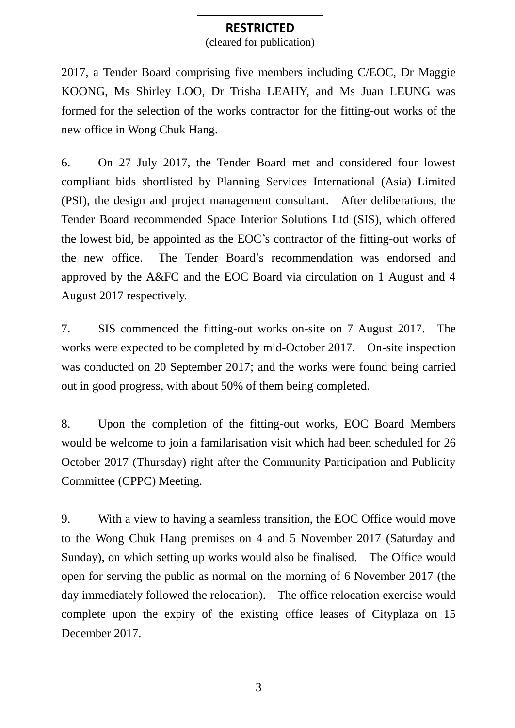**RESTRICTED**
(cleared for publication)

2017, a Tender Board comprising five members including C/EOC, Dr Maggie KOONG, Ms Shirley LOO, Dr Trisha LEAHY, and Ms Juan LEUNG was formed for the selection of the works contractor for the fitting-out works of the new office in Wong Chuk Hang.

6. On 27 July 2017, the Tender Board met and considered four lowest compliant bids shortlisted by Planning Services International (Asia) Limited (PSI), the design and project management consultant. After deliberations, the Tender Board recommended Space Interior Solutions Ltd (SIS), which offered the lowest bid, be appointed as the EOC's contractor of the fitting-out works of the new office. The Tender Board's recommendation was endorsed and approved by the A&FC and the EOC Board via circulation on 1 August and 4 August 2017 respectively.

7. SIS commenced the fitting-out works on-site on 7 August 2017. The works were expected to be completed by mid-October 2017. On-site inspection was conducted on 20 September 2017; and the works were found being carried out in good progress, with about 50% of them being completed.

8. Upon the completion of the fitting-out works, EOC Board Members would be welcome to join a familarisation visit which had been scheduled for 26 October 2017 (Thursday) right after the Community Participation and Publicity Committee (CPPC) Meeting.

9. With a view to having a seamless transition, the EOC Office would move to the Wong Chuk Hang premises on 4 and 5 November 2017 (Saturday and Sunday), on which setting up works would also be finalised. The Office would open for serving the public as normal on the morning of 6 November 2017 (the day immediately followed the relocation). The office relocation exercise would complete upon the expiry of the existing office leases of Cityplaza on 15 December 2017.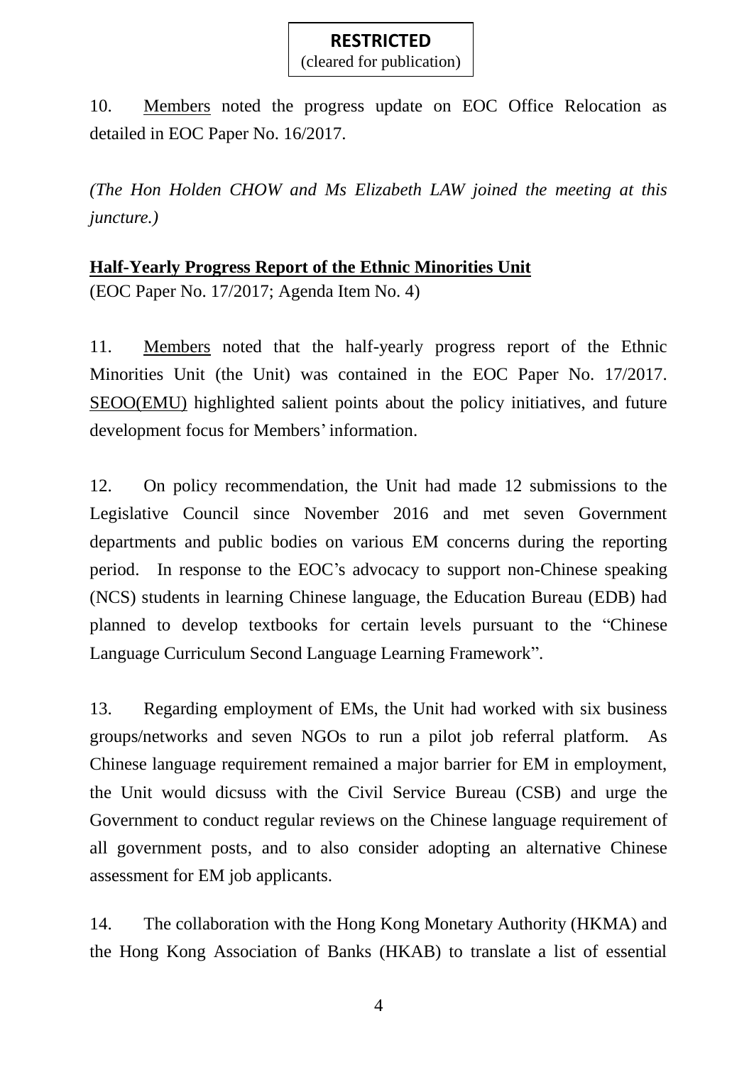10. Members noted the progress update on EOC Office Relocation as detailed in EOC Paper No. 16/2017.

*(The Hon Holden CHOW and Ms Elizabeth LAW joined the meeting at this juncture.)*

**Half-Yearly Progress Report of the Ethnic Minorities Unit**

(EOC Paper No. 17/2017; Agenda Item No. 4)

11. Members noted that the half-yearly progress report of the Ethnic Minorities Unit (the Unit) was contained in the EOC Paper No. 17/2017. SEOO(EMU) highlighted salient points about the policy initiatives, and future development focus for Members' information.

12. On policy recommendation, the Unit had made 12 submissions to the Legislative Council since November 2016 and met seven Government departments and public bodies on various EM concerns during the reporting period. In response to the EOC's advocacy to support non-Chinese speaking (NCS) students in learning Chinese language, the Education Bureau (EDB) had planned to develop textbooks for certain levels pursuant to the "Chinese Language Curriculum Second Language Learning Framework".

13. Regarding employment of EMs, the Unit had worked with six business groups/networks and seven NGOs to run a pilot job referral platform. As Chinese language requirement remained a major barrier for EM in employment, the Unit would dicsuss with the Civil Service Bureau (CSB) and urge the Government to conduct regular reviews on the Chinese language requirement of all government posts, and to also consider adopting an alternative Chinese assessment for EM job applicants.

14. The collaboration with the Hong Kong Monetary Authority (HKMA) and the Hong Kong Association of Banks (HKAB) to translate a list of essential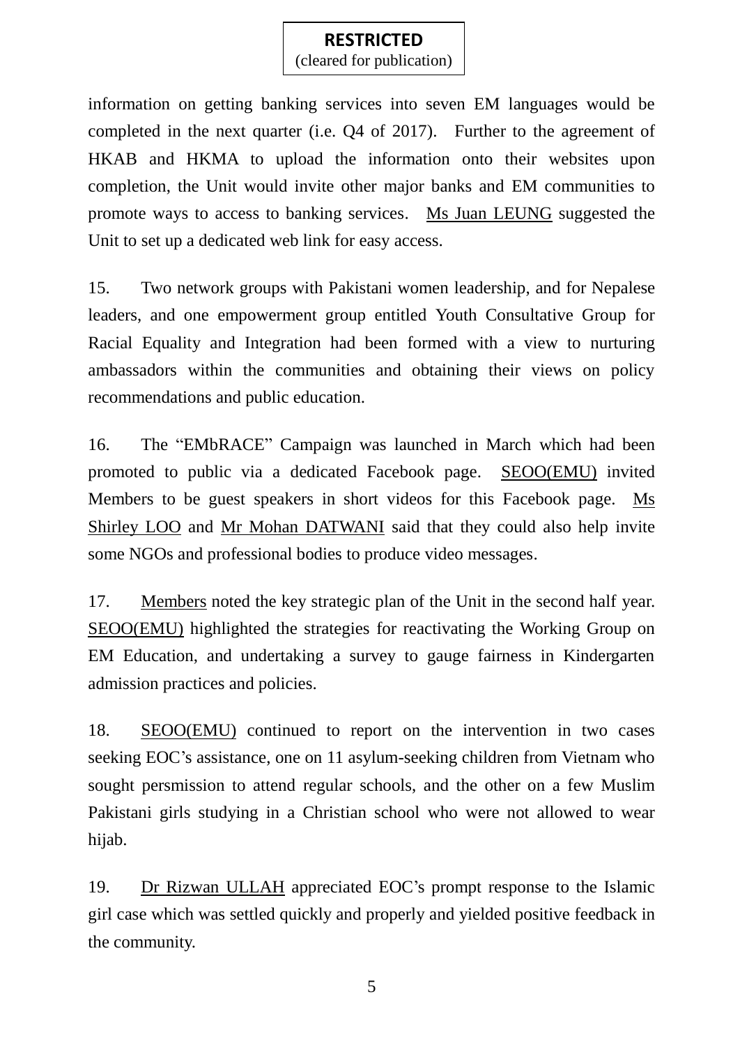information on getting banking services into seven EM languages would be completed in the next quarter (i.e. Q4 of 2017). Further to the agreement of HKAB and HKMA to upload the information onto their websites upon completion, the Unit would invite other major banks and EM communities to promote ways to access to banking services. Ms Juan LEUNG suggested the Unit to set up a dedicated web link for easy access.

15. Two network groups with Pakistani women leadership, and for Nepalese leaders, and one empowerment group entitled Youth Consultative Group for Racial Equality and Integration had been formed with a view to nurturing ambassadors within the communities and obtaining their views on policy recommendations and public education.

16. The "EMbRACE" Campaign was launched in March which had been promoted to public via a dedicated Facebook page. SEOO(EMU) invited Members to be guest speakers in short videos for this Facebook page. Ms Shirley LOO and Mr Mohan DATWANI said that they could also help invite some NGOs and professional bodies to produce video messages.

17. Members noted the key strategic plan of the Unit in the second half year. SEOO(EMU) highlighted the strategies for reactivating the Working Group on EM Education, and undertaking a survey to gauge fairness in Kindergarten admission practices and policies.

18. SEOO(EMU) continued to report on the intervention in two cases seeking EOC's assistance, one on 11 asylum-seeking children from Vietnam who sought persmission to attend regular schools, and the other on a few Muslim Pakistani girls studying in a Christian school who were not allowed to wear hijab.

19. Dr Rizwan ULLAH appreciated EOC's prompt response to the Islamic girl case which was settled quickly and properly and yielded positive feedback in the community.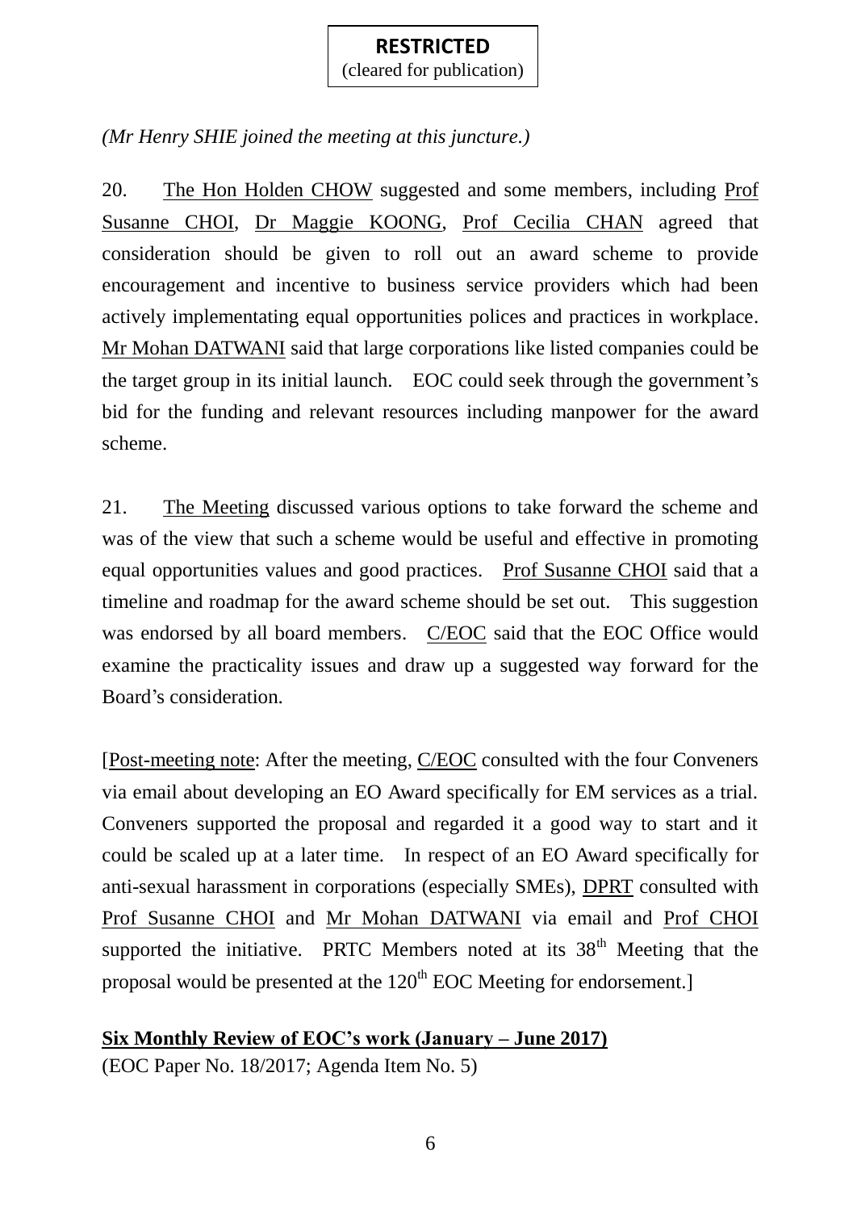**RESTRICTED**
(cleared for publication)

*(Mr Henry SHIE joined the meeting at this juncture.)*

20. The Hon Holden CHOW suggested and some members, including Prof Susanne CHOI, Dr Maggie KOONG, Prof Cecilia CHAN agreed that consideration should be given to roll out an award scheme to provide encouragement and incentive to business service providers which had been actively implementating equal opportunities polices and practices in workplace. Mr Mohan DATWANI said that large corporations like listed companies could be the target group in its initial launch. EOC could seek through the government's bid for the funding and relevant resources including manpower for the award scheme.

21. The Meeting discussed various options to take forward the scheme and was of the view that such a scheme would be useful and effective in promoting equal opportunities values and good practices. Prof Susanne CHOI said that a timeline and roadmap for the award scheme should be set out. This suggestion was endorsed by all board members. C/EOC said that the EOC Office would examine the practicality issues and draw up a suggested way forward for the Board's consideration.

[Post-meeting note: After the meeting, C/EOC consulted with the four Conveners via email about developing an EO Award specifically for EM services as a trial. Conveners supported the proposal and regarded it a good way to start and it could be scaled up at a later time. In respect of an EO Award specifically for anti-sexual harassment in corporations (especially SMEs), DPRT consulted with Prof Susanne CHOI and Mr Mohan DATWANI via email and Prof CHOI supported the initiative. PRTC Members noted at its 38th Meeting that the proposal would be presented at the 120th EOC Meeting for endorsement.]

**Six Monthly Review of EOC's work (January – June 2017)**
(EOC Paper No. 18/2017; Agenda Item No. 5)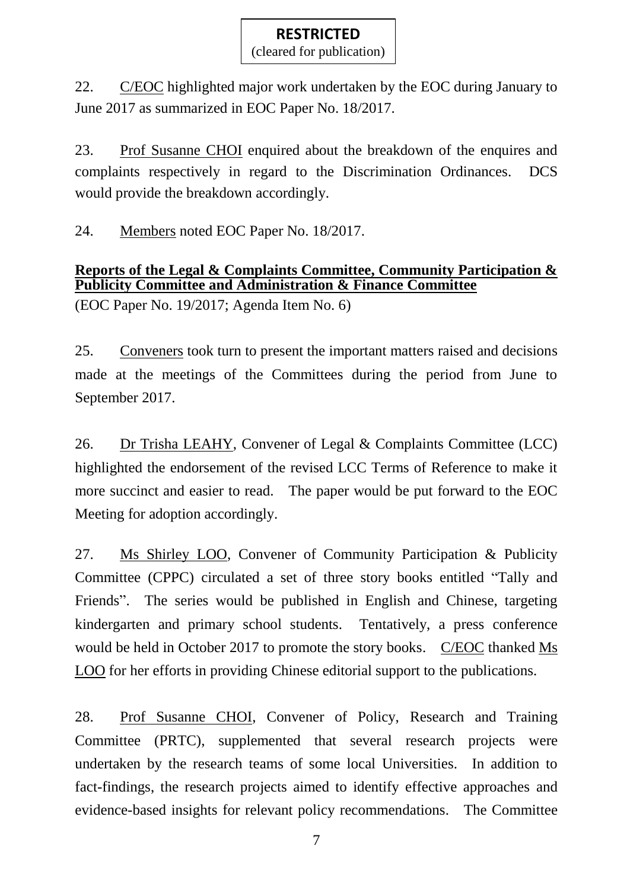22. C/EOC highlighted major work undertaken by the EOC during January to June 2017 as summarized in EOC Paper No. 18/2017.

23. Prof Susanne CHOI enquired about the breakdown of the enquires and complaints respectively in regard to the Discrimination Ordinances. DCS would provide the breakdown accordingly.

24. Members noted EOC Paper No. 18/2017.

**Reports of the Legal & Complaints Committee, Community Participation & Publicity Committee and Administration & Finance Committee**

(EOC Paper No. 19/2017; Agenda Item No. 6)

25. Conveners took turn to present the important matters raised and decisions made at the meetings of the Committees during the period from June to September 2017.

26. Dr Trisha LEAHY, Convener of Legal & Complaints Committee (LCC) highlighted the endorsement of the revised LCC Terms of Reference to make it more succinct and easier to read. The paper would be put forward to the EOC Meeting for adoption accordingly.

27. Ms Shirley LOO, Convener of Community Participation & Publicity Committee (CPPC) circulated a set of three story books entitled "Tally and Friends". The series would be published in English and Chinese, targeting kindergarten and primary school students. Tentatively, a press conference would be held in October 2017 to promote the story books. C/EOC thanked Ms LOO for her efforts in providing Chinese editorial support to the publications.

28. Prof Susanne CHOI, Convener of Policy, Research and Training Committee (PRTC), supplemented that several research projects were undertaken by the research teams of some local Universities. In addition to fact-findings, the research projects aimed to identify effective approaches and evidence-based insights for relevant policy recommendations. The Committee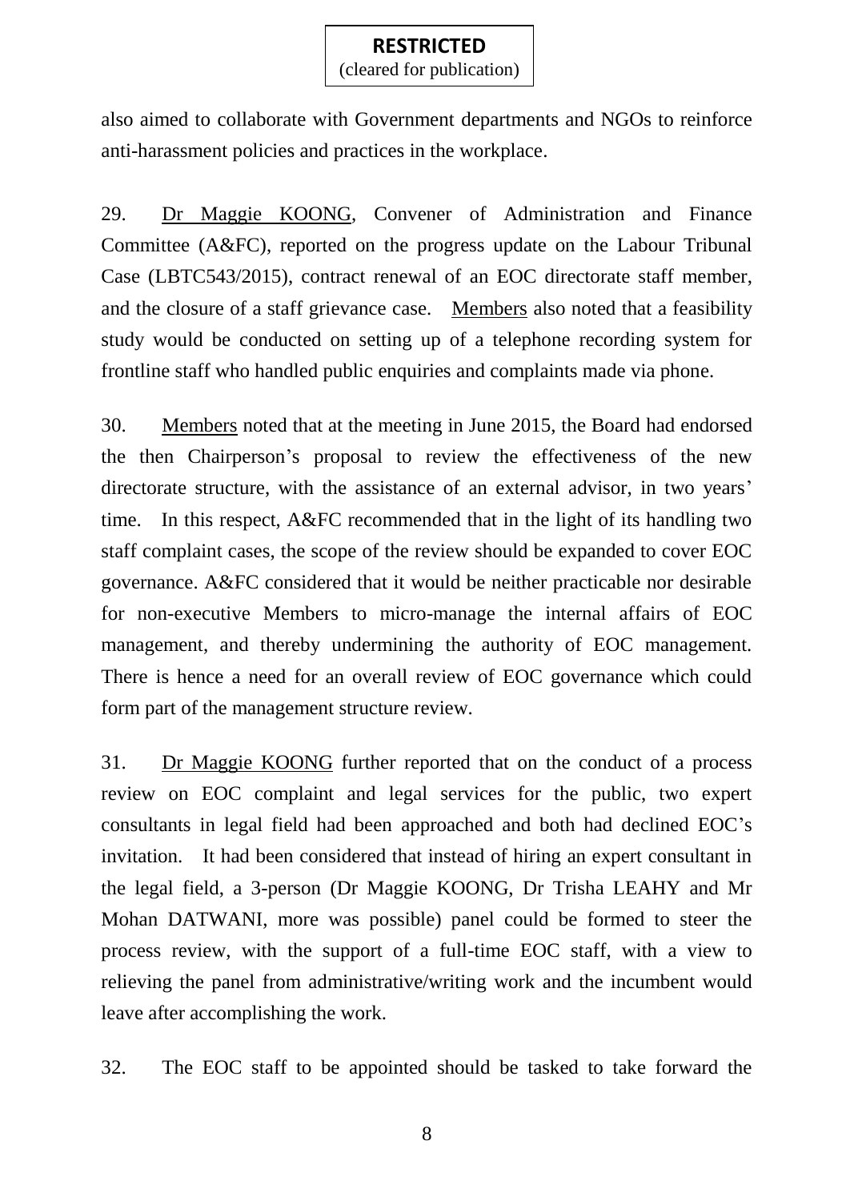also aimed to collaborate with Government departments and NGOs to reinforce anti-harassment policies and practices in the workplace.

29. Dr Maggie KOONG, Convener of Administration and Finance Committee (A&FC), reported on the progress update on the Labour Tribunal Case (LBTC543/2015), contract renewal of an EOC directorate staff member, and the closure of a staff grievance case. Members also noted that a feasibility study would be conducted on setting up of a telephone recording system for frontline staff who handled public enquiries and complaints made via phone.

30. Members noted that at the meeting in June 2015, the Board had endorsed the then Chairperson's proposal to review the effectiveness of the new directorate structure, with the assistance of an external advisor, in two years' time. In this respect, A&FC recommended that in the light of its handling two staff complaint cases, the scope of the review should be expanded to cover EOC governance. A&FC considered that it would be neither practicable nor desirable for non-executive Members to micro-manage the internal affairs of EOC management, and thereby undermining the authority of EOC management. There is hence a need for an overall review of EOC governance which could form part of the management structure review.

31. Dr Maggie KOONG further reported that on the conduct of a process review on EOC complaint and legal services for the public, two expert consultants in legal field had been approached and both had declined EOC's invitation. It had been considered that instead of hiring an expert consultant in the legal field, a 3-person (Dr Maggie KOONG, Dr Trisha LEAHY and Mr Mohan DATWANI, more was possible) panel could be formed to steer the process review, with the support of a full-time EOC staff, with a view to relieving the panel from administrative/writing work and the incumbent would leave after accomplishing the work.

32. The EOC staff to be appointed should be tasked to take forward the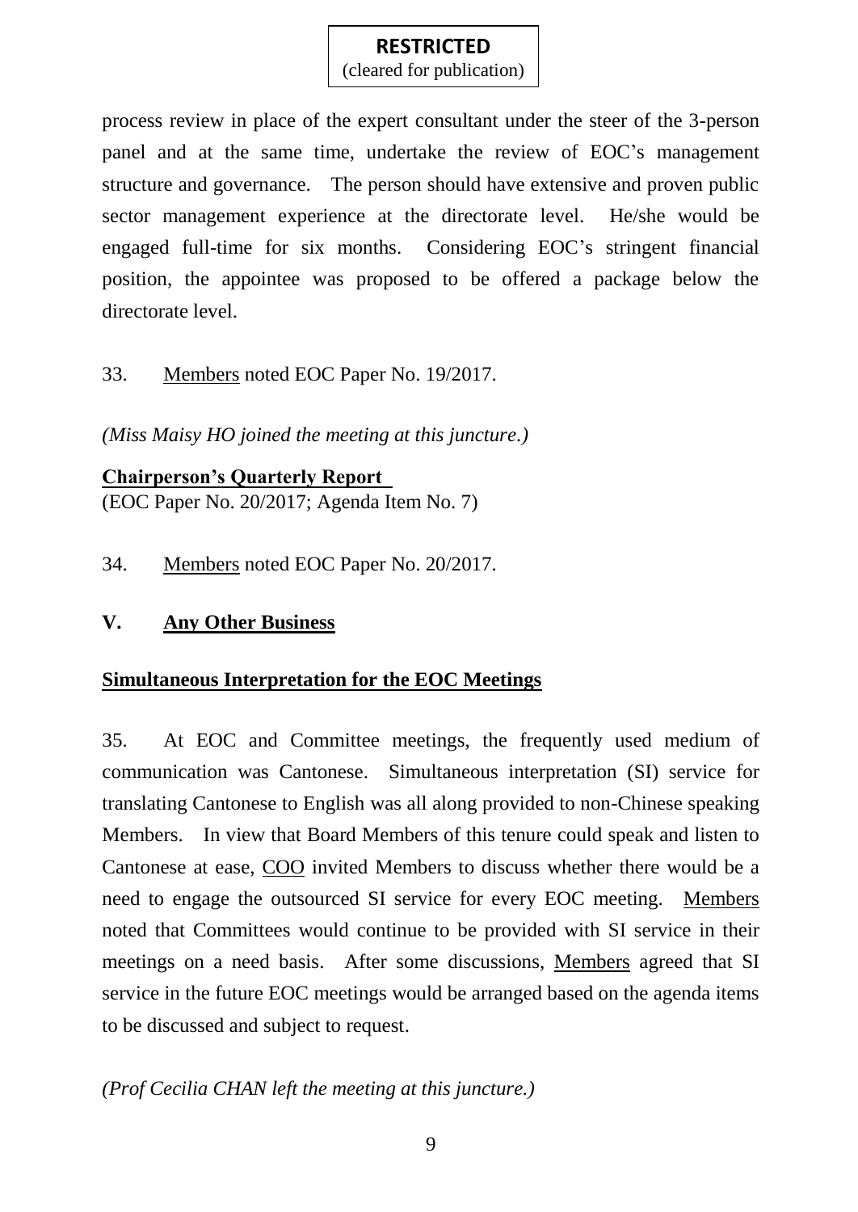process review in place of the expert consultant under the steer of the 3-person panel and at the same time, undertake the review of EOC's management structure and governance. The person should have extensive and proven public sector management experience at the directorate level. He/she would be engaged full-time for six months. Considering EOC's stringent financial position, the appointee was proposed to be offered a package below the directorate level.

33. Members noted EOC Paper No. 19/2017.

*(Miss Maisy HO joined the meeting at this juncture.)*

**Chairperson's Quarterly Report**
(EOC Paper No. 20/2017; Agenda Item No. 7)

34. Members noted EOC Paper No. 20/2017.

## V. Any Other Business

**Simultaneous Interpretation for the EOC Meetings**

35. At EOC and Committee meetings, the frequently used medium of communication was Cantonese. Simultaneous interpretation (SI) service for translating Cantonese to English was all along provided to non-Chinese speaking Members. In view that Board Members of this tenure could speak and listen to Cantonese at ease, COO invited Members to discuss whether there would be a need to engage the outsourced SI service for every EOC meeting. Members noted that Committees would continue to be provided with SI service in their meetings on a need basis. After some discussions, Members agreed that SI service in the future EOC meetings would be arranged based on the agenda items to be discussed and subject to request.

*(Prof Cecilia CHAN left the meeting at this juncture.)*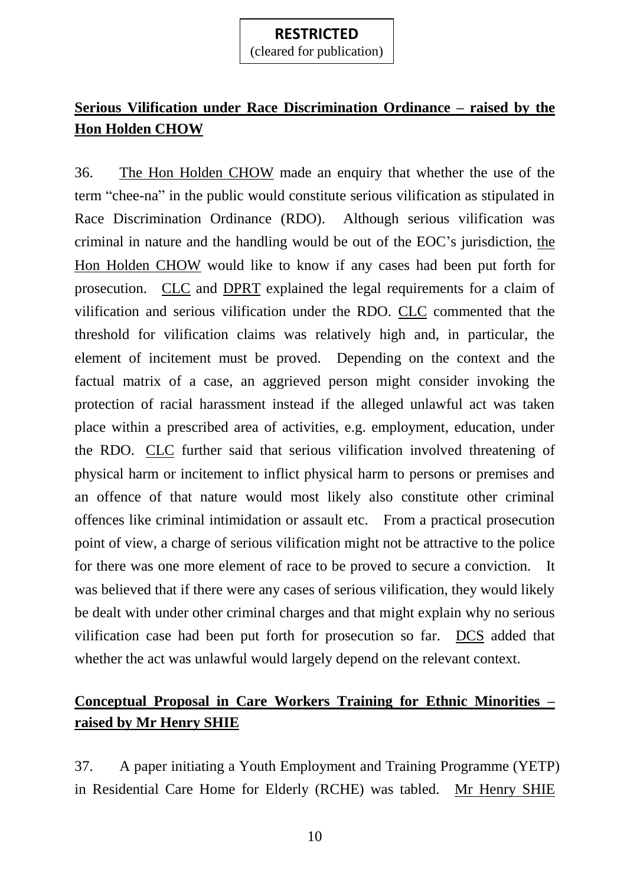**RESTRICTED**
(cleared for publication)

**Serious Vilification under Race Discrimination Ordinance – raised by the Hon Holden CHOW**

36. The Hon Holden CHOW made an enquiry that whether the use of the term "chee-na" in the public would constitute serious vilification as stipulated in Race Discrimination Ordinance (RDO). Although serious vilification was criminal in nature and the handling would be out of the EOC's jurisdiction, the Hon Holden CHOW would like to know if any cases had been put forth for prosecution. CLC and DPRT explained the legal requirements for a claim of vilification and serious vilification under the RDO. CLC commented that the threshold for vilification claims was relatively high and, in particular, the element of incitement must be proved. Depending on the context and the factual matrix of a case, an aggrieved person might consider invoking the protection of racial harassment instead if the alleged unlawful act was taken place within a prescribed area of activities, e.g. employment, education, under the RDO. CLC further said that serious vilification involved threatening of physical harm or incitement to inflict physical harm to persons or premises and an offence of that nature would most likely also constitute other criminal offences like criminal intimidation or assault etc. From a practical prosecution point of view, a charge of serious vilification might not be attractive to the police for there was one more element of race to be proved to secure a conviction. It was believed that if there were any cases of serious vilification, they would likely be dealt with under other criminal charges and that might explain why no serious vilification case had been put forth for prosecution so far. DCS added that whether the act was unlawful would largely depend on the relevant context.

**Conceptual Proposal in Care Workers Training for Ethnic Minorities – raised by Mr Henry SHIE**

37. A paper initiating a Youth Employment and Training Programme (YETP) in Residential Care Home for Elderly (RCHE) was tabled. Mr Henry SHIE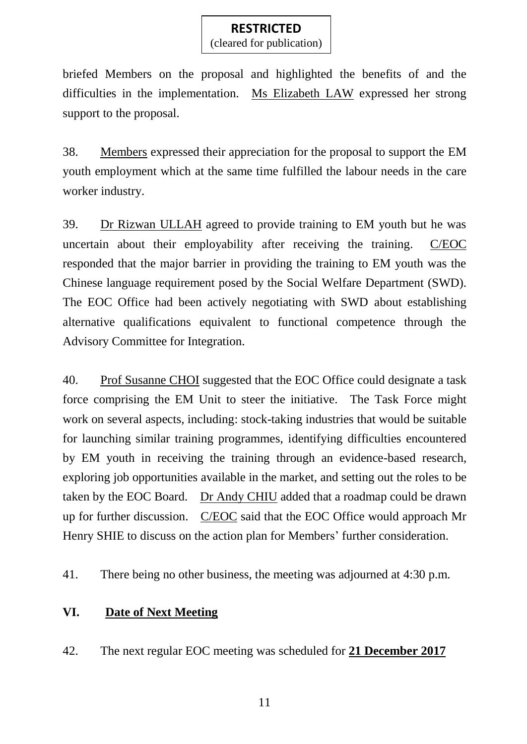**RESTRICTED**
(cleared for publication)

briefed Members on the proposal and highlighted the benefits of and the difficulties in the implementation. Ms Elizabeth LAW expressed her strong support to the proposal.

38. Members expressed their appreciation for the proposal to support the EM youth employment which at the same time fulfilled the labour needs in the care worker industry.

39. Dr Rizwan ULLAH agreed to provide training to EM youth but he was uncertain about their employability after receiving the training. C/EOC responded that the major barrier in providing the training to EM youth was the Chinese language requirement posed by the Social Welfare Department (SWD). The EOC Office had been actively negotiating with SWD about establishing alternative qualifications equivalent to functional competence through the Advisory Committee for Integration.

40. Prof Susanne CHOI suggested that the EOC Office could designate a task force comprising the EM Unit to steer the initiative. The Task Force might work on several aspects, including: stock-taking industries that would be suitable for launching similar training programmes, identifying difficulties encountered by EM youth in receiving the training through an evidence-based research, exploring job opportunities available in the market, and setting out the roles to be taken by the EOC Board. Dr Andy CHIU added that a roadmap could be drawn up for further discussion. C/EOC said that the EOC Office would approach Mr Henry SHIE to discuss on the action plan for Members' further consideration.

41. There being no other business, the meeting was adjourned at 4:30 p.m.

## VI. Date of Next Meeting

42. The next regular EOC meeting was scheduled for **21 December 2017**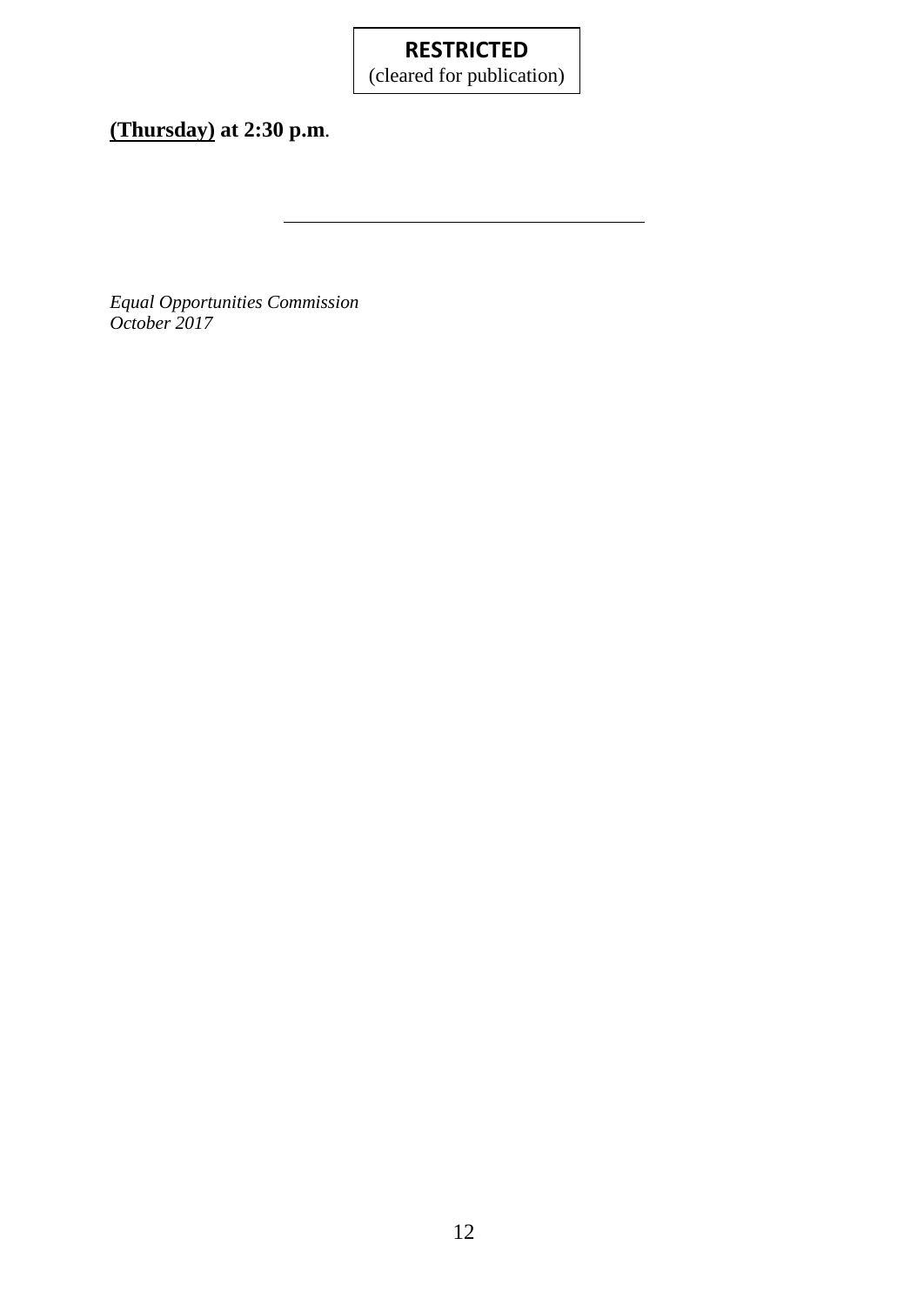**RESTRICTED**
(cleared for publication)

**<u>(Thursday)</u> at 2:30 p.m.**

---

*Equal Opportunities Commission*
*October 2017*